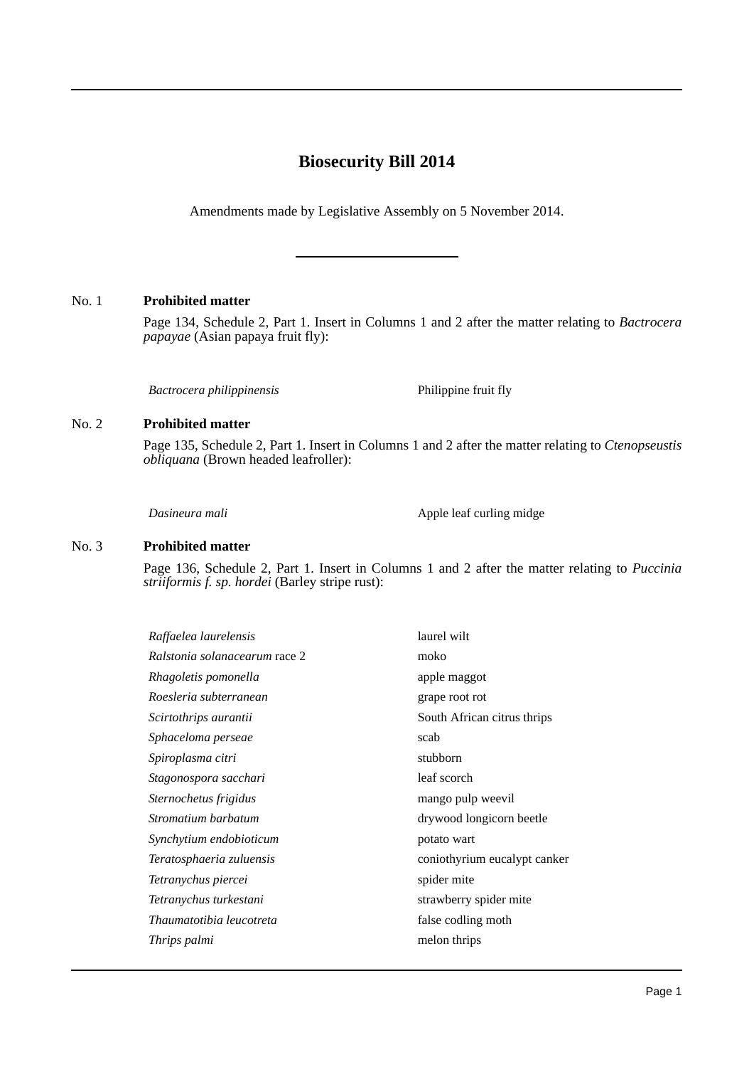# Biosecurity Bill 2014

Amendments made by Legislative Assembly on 5 November 2014.

---

No. 1 **Prohibited matter**

Page 134, Schedule 2, Part 1. Insert in Columns 1 and 2 after the matter relating to *Bactrocera papayae* (Asian papaya fruit fly):

| | |
|---|---|
| *Bactrocera philippinensis* | Philippine fruit fly |

No. 2 **Prohibited matter**

Page 135, Schedule 2, Part 1. Insert in Columns 1 and 2 after the matter relating to *Ctenopseustis obliquana* (Brown headed leafroller):

| | |
|---|---|
| *Dasineura mali* | Apple leaf curling midge |

No. 3 **Prohibited matter**

Page 136, Schedule 2, Part 1. Insert in Columns 1 and 2 after the matter relating to *Puccinia striiformis f. sp. hordei* (Barley stripe rust):

| | |
|---|---|
| *Raffaelea laurelensis* | laurel wilt |
| *Ralstonia solanacearum* race 2 | moko |
| *Rhagoletis pomonella* | apple maggot |
| *Roesleria subterranean* | grape root rot |
| *Scirtothrips aurantii* | South African citrus thrips |
| *Sphaceloma perseae* | scab |
| *Spiroplasma citri* | stubborn |
| *Stagonospora sacchari* | leaf scorch |
| *Sternochetus frigidus* | mango pulp weevil |
| *Stromatium barbatum* | drywood longicorn beetle |
| *Synchytium endobioticum* | potato wart |
| *Teratosphaeria zuluensis* | coniothyrium eucalypt canker |
| *Tetranychus piercei* | spider mite |
| *Tetranychus turkestani* | strawberry spider mite |
| *Thaumatotibia leucotreta* | false codling moth |
| *Thrips palmi* | melon thrips |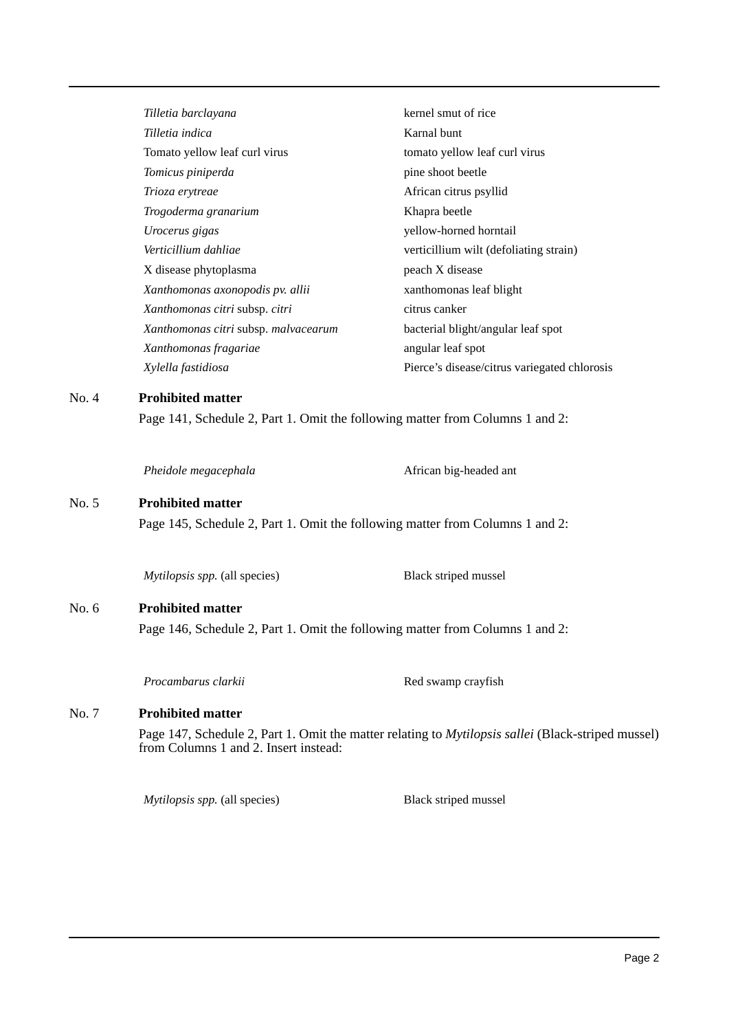| | |
|---|---|
| *Tilletia barclayana* | kernel smut of rice |
| *Tilletia indica* | Karnal bunt |
| Tomato yellow leaf curl virus | tomato yellow leaf curl virus |
| *Tomicus piniperda* | pine shoot beetle |
| *Trioza erytreae* | African citrus psyllid |
| *Trogoderma granarium* | Khapra beetle |
| *Urocerus gigas* | yellow-horned horntail |
| *Verticillium dahliae* | verticillium wilt (defoliating strain) |
| X disease phytoplasma | peach X disease |
| *Xanthomonas axonopodis pv. allii* | xanthomonas leaf blight |
| *Xanthomonas citri* subsp. *citri* | citrus canker |
| *Xanthomonas citri* subsp. *malvacearum* | bacterial blight/angular leaf spot |
| *Xanthomonas fragariae* | angular leaf spot |
| *Xylella fastidiosa* | Pierce's disease/citrus variegated chlorosis |

No. 4 **Prohibited matter**

Page 141, Schedule 2, Part 1. Omit the following matter from Columns 1 and 2:

| | |
|---|---|
| *Pheidole megacephala* | African big-headed ant |

No. 5 **Prohibited matter**

Page 145, Schedule 2, Part 1. Omit the following matter from Columns 1 and 2:

| | |
|---|---|
| *Mytilopsis spp.* (all species) | Black striped mussel |

No. 6 **Prohibited matter**

Page 146, Schedule 2, Part 1. Omit the following matter from Columns 1 and 2:

| | |
|---|---|
| *Procambarus clarkii* | Red swamp crayfish |

No. 7 **Prohibited matter**

Page 147, Schedule 2, Part 1. Omit the matter relating to *Mytilopsis sallei* (Black-striped mussel) from Columns 1 and 2. Insert instead:

| | |
|---|---|
| *Mytilopsis spp.* (all species) | Black striped mussel |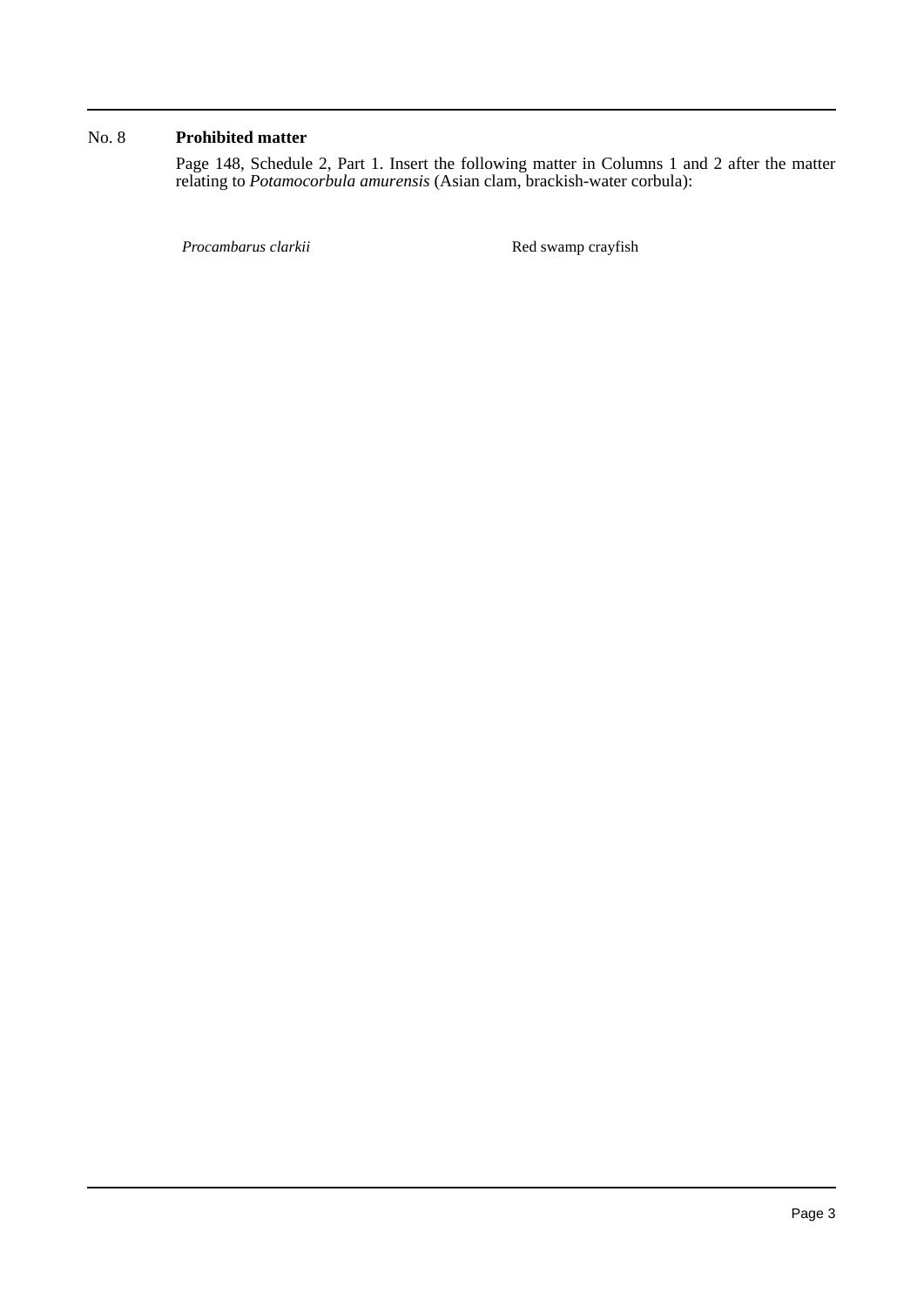No. 8 **Prohibited matter**

Page 148, Schedule 2, Part 1. Insert the following matter in Columns 1 and 2 after the matter relating to *Potamocorbula amurensis* (Asian clam, brackish-water corbula):

| | |
|---|---|
| *Procambarus clarkii* | Red swamp crayfish |